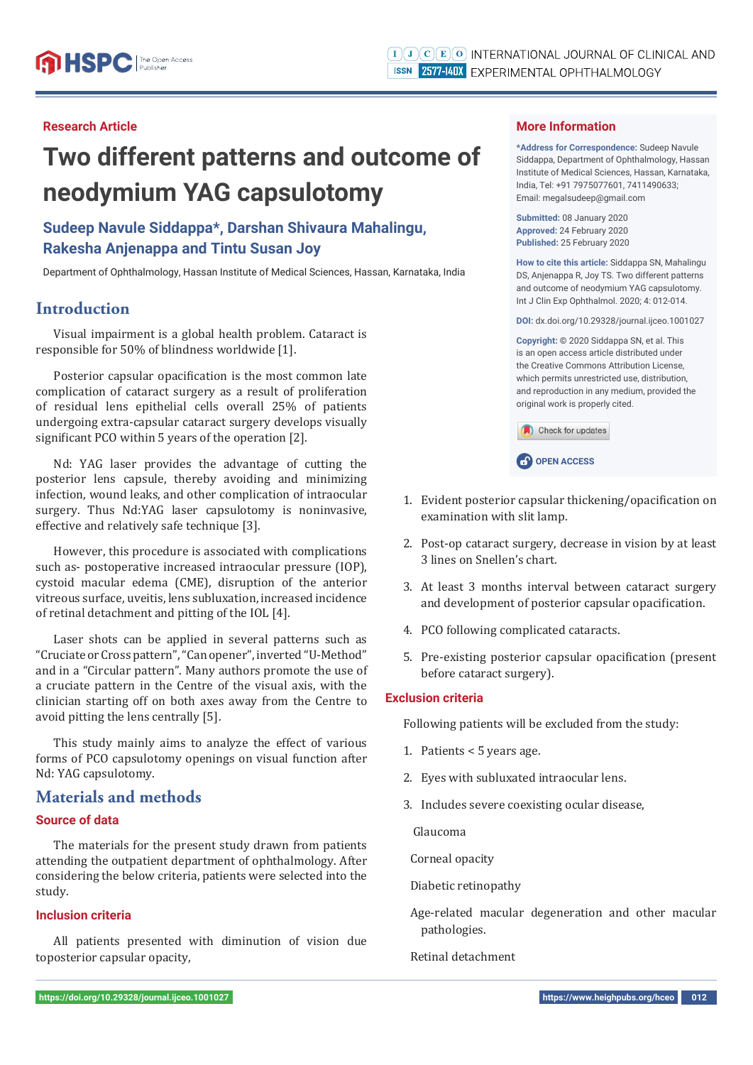Research Article

# Two different patterns and outcome of neodymium YAG capsulotomy

**Sudeep Navule Siddappa*, Darshan Shivaura Mahalingu, Rakesha Anjenappa and Tintu Susan Joy**

Department of Ophthalmology, Hassan Institute of Medical Sciences, Hassan, Karnataka, India

## More Information

***Address for Correspondence:** Sudeep Navule Siddappa, Department of Ophthalmology, Hassan Institute of Medical Sciences, Hassan, Karnataka, India, Tel: +91 7975077601, 7411490633; Email: megalsudeep@gmail.com

**Submitted:** 08 January 2020
**Approved:** 24 February 2020
**Published:** 25 February 2020

**How to cite this article:** Siddappa SN, Mahalingu DS, Anjenappa R, Joy TS. Two different patterns and outcome of neodymium YAG capsulotomy. Int J Clin Exp Ophthalmol. 2020; 4: 012-014.

**DOI:** dx.doi.org/10.29328/journal.ijceo.1001027

**Copyright:** © 2020 Siddappa SN, et al. This is an open access article distributed under the Creative Commons Attribution License, which permits unrestricted use, distribution, and reproduction in any medium, provided the original work is properly cited.

OPEN ACCESS

## Introduction

Visual impairment is a global health problem. Cataract is responsible for 50% of blindness worldwide [1].

Posterior capsular opacification is the most common late complication of cataract surgery as a result of proliferation of residual lens epithelial cells overall 25% of patients undergoing extra-capsular cataract surgery develops visually significant PCO within 5 years of the operation [2].

Nd: YAG laser provides the advantage of cutting the posterior lens capsule, thereby avoiding and minimizing infection, wound leaks, and other complication of intraocular surgery. Thus Nd:YAG laser capsulotomy is noninvasive, effective and relatively safe technique [3].

However, this procedure is associated with complications such as- postoperative increased intraocular pressure (IOP), cystoid macular edema (CME), disruption of the anterior vitreous surface, uveitis, lens subluxation, increased incidence of retinal detachment and pitting of the IOL [4].

Laser shots can be applied in several patterns such as "Cruciate or Cross pattern", "Can opener", inverted "U-Method" and in a "Circular pattern". Many authors promote the use of a cruciate pattern in the Centre of the visual axis, with the clinician starting off on both axes away from the Centre to avoid pitting the lens centrally [5].

This study mainly aims to analyze the effect of various forms of PCO capsulotomy openings on visual function after Nd: YAG capsulotomy.

## Materials and methods

### Source of data

The materials for the present study drawn from patients attending the outpatient department of ophthalmology. After considering the below criteria, patients were selected into the study.

### Inclusion criteria

All patients presented with diminution of vision due toposterior capsular opacity,

1. Evident posterior capsular thickening/opacification on examination with slit lamp.
2. Post-op cataract surgery, decrease in vision by at least 3 lines on Snellen's chart.
3. At least 3 months interval between cataract surgery and development of posterior capsular opacification.
4. PCO following complicated cataracts.
5. Pre-existing posterior capsular opacification (present before cataract surgery).

### Exclusion criteria

Following patients will be excluded from the study:

1. Patients < 5 years age.
2. Eyes with subluxated intraocular lens.
3. Includes severe coexisting ocular disease,

Glaucoma

Corneal opacity

Diabetic retinopathy

Age-related macular degeneration and other macular pathologies.

Retinal detachment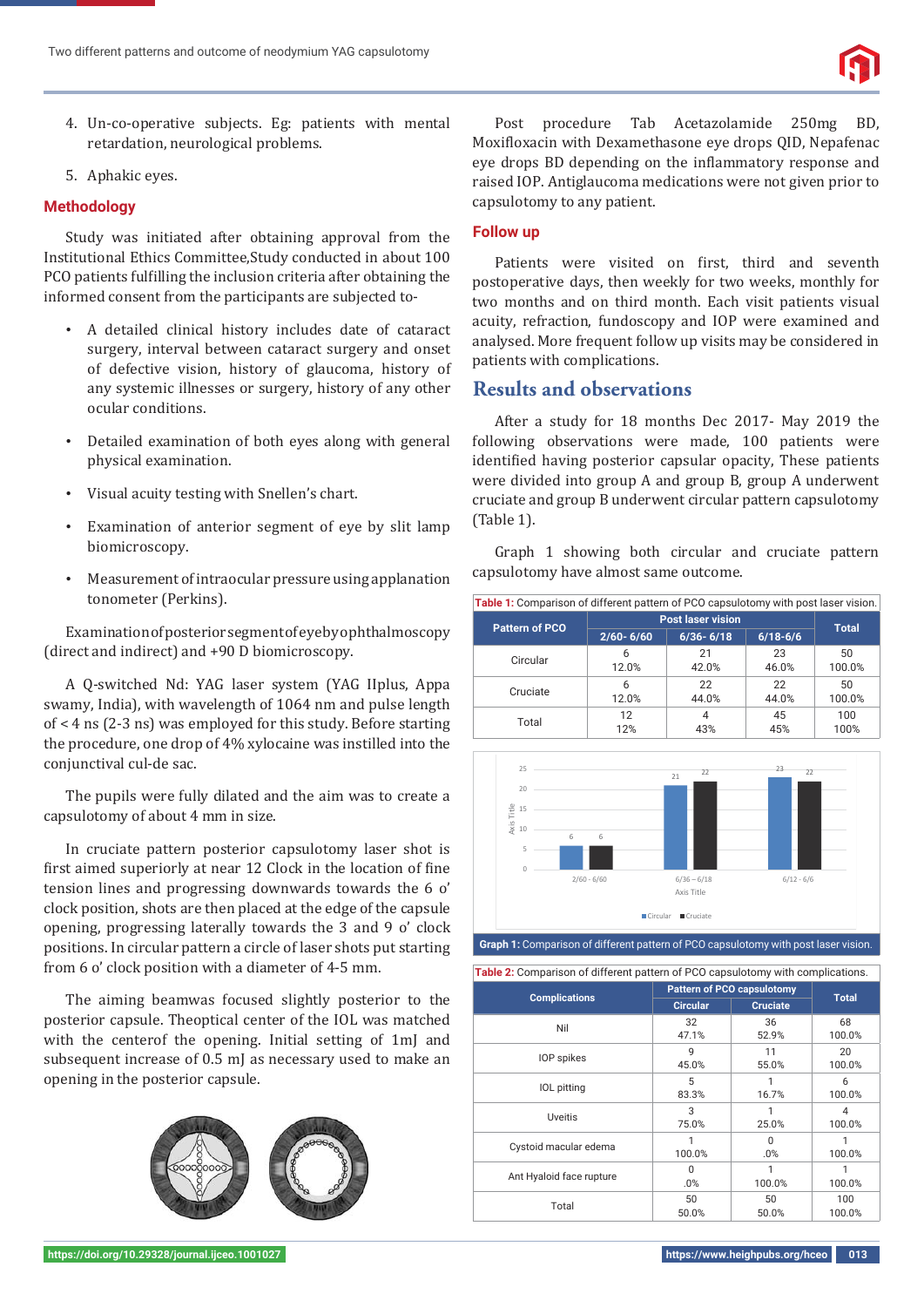4. Un-co-operative subjects. Eg: patients with mental retardation, neurological problems.

5. Aphakic eyes.

## Methodology

Study was initiated after obtaining approval from the Institutional Ethics Committee,Study conducted in about 100 PCO patients fulfilling the inclusion criteria after obtaining the informed consent from the participants are subjected to-

- A detailed clinical history includes date of cataract surgery, interval between cataract surgery and onset of defective vision, history of glaucoma, history of any systemic illnesses or surgery, history of any other ocular conditions.
- Detailed examination of both eyes along with general physical examination.
- Visual acuity testing with Snellen's chart.
- Examination of anterior segment of eye by slit lamp biomicroscopy.
- Measurement of intraocular pressure using applanation tonometer (Perkins).

Examination of posterior segment of eye by ophthalmoscopy (direct and indirect) and +90 D biomicroscopy.

A Q-switched Nd: YAG laser system (YAG IIplus, Appa swamy, India), with wavelength of 1064 nm and pulse length of < 4 ns (2-3 ns) was employed for this study. Before starting the procedure, one drop of 4% xylocaine was instilled into the conjunctival cul-de sac.

The pupils were fully dilated and the aim was to create a capsulotomy of about 4 mm in size.

In cruciate pattern posterior capsulotomy laser shot is first aimed superiorly at near 12 Clock in the location of fine tension lines and progressing downwards towards the 6 o' clock position, shots are then placed at the edge of the capsule opening, progressing laterally towards the 3 and 9 o' clock positions. In circular pattern a circle of laser shots put starting from 6 o' clock position with a diameter of 4-5 mm.

The aiming beamwas focused slightly posterior to the posterior capsule. Theoptical center of the IOL was matched with the centerof the opening. Initial setting of 1mJ and subsequent increase of 0.5 mJ as necessary used to make an opening in the posterior capsule.

Post procedure Tab Acetazolamide 250mg BD, Moxifloxacin with Dexamethasone eye drops QID, Nepafenac eye drops BD depending on the inflammatory response and raised IOP. Antiglaucoma medications were not given prior to capsulotomy to any patient.

## Follow up

Patients were visited on first, third and seventh postoperative days, then weekly for two weeks, monthly for two months and on third month. Each visit patients visual acuity, refraction, fundoscopy and IOP were examined and analysed. More frequent follow up visits may be considered in patients with complications.

# Results and observations

After a study for 18 months Dec 2017- May 2019 the following observations were made, 100 patients were identified having posterior capsular opacity, These patients were divided into group A and group B, group A underwent cruciate and group B underwent circular pattern capsulotomy (Table 1).

Graph 1 showing both circular and cruciate pattern capsulotomy have almost same outcome.

**Table 1:** Comparison of different pattern of PCO capsulotomy with post laser vision.

| Pattern of PCO | Post laser vision | | | Total |
|---|---|---|---|---|
| | 2/60- 6/60 | 6/36- 6/18 | 6/18-6/6 | |
| Circular | 6<br>12.0% | 21<br>42.0% | 23<br>46.0% | 50<br>100.0% |
| Cruciate | 6<br>12.0% | 22<br>44.0% | 22<br>44.0% | 50<br>100.0% |
| Total | 12<br>12% | 4<br>43% | 45<br>45% | 100<br>100% |

**Graph 1:** Comparison of different pattern of PCO capsulotomy with post laser vision.

**Table 2:** Comparison of different pattern of PCO capsulotomy with complications.

| Complications | Pattern of PCO capsulotomy | | Total |
|---|---|---|---|
| | Circular | Cruciate | |
| Nil | 32<br>47.1% | 36<br>52.9% | 68<br>100.0% |
| IOP spikes | 9<br>45.0% | 11<br>55.0% | 20<br>100.0% |
| IOL pitting | 5<br>83.3% | 1<br>16.7% | 6<br>100.0% |
| Uveitis | 3<br>75.0% | 1<br>25.0% | 4<br>100.0% |
| Cystoid macular edema | 1<br>100.0% | 0<br>.0% | 1<br>100.0% |
| Ant Hyaloid face rupture | 0<br>.0% | 1<br>100.0% | 1<br>100.0% |
| Total | 50<br>50.0% | 50<br>50.0% | 100<br>100.0% |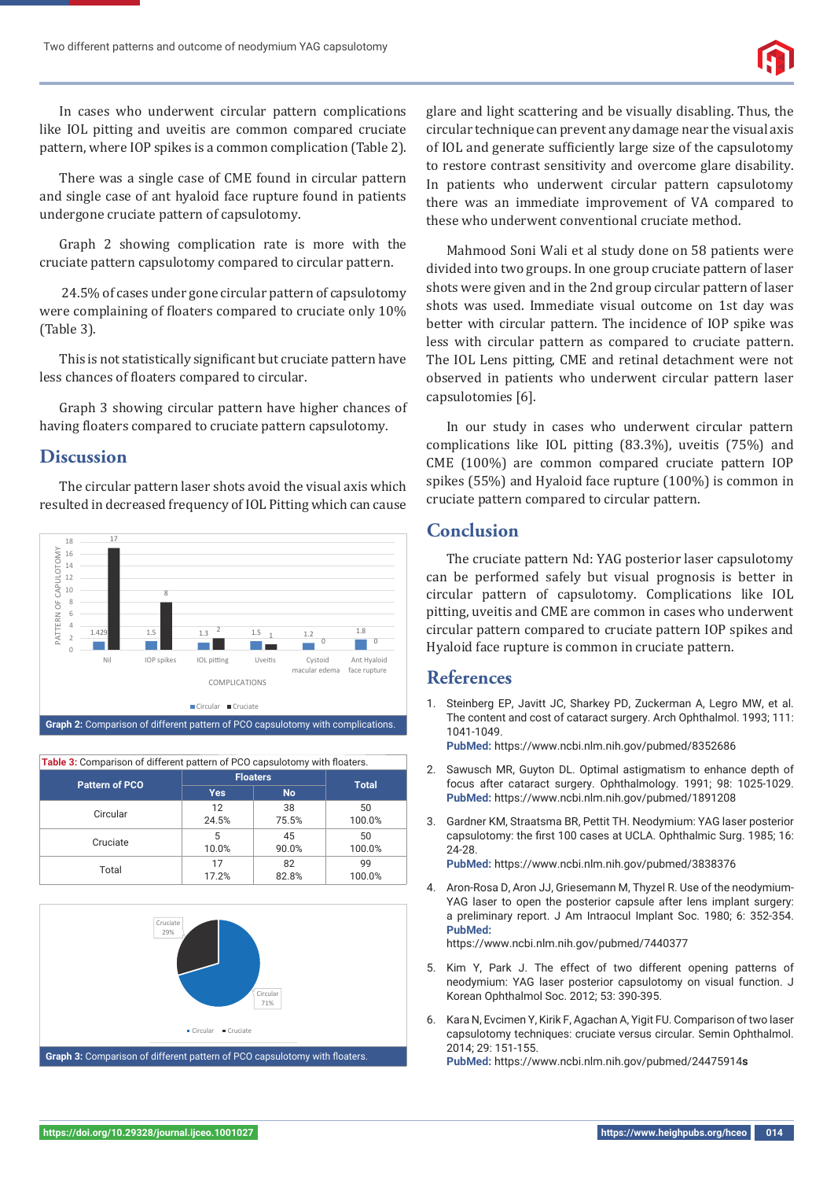In cases who underwent circular pattern complications like IOL pitting and uveitis are common compared cruciate pattern, where IOP spikes is a common complication (Table 2).

There was a single case of CME found in circular pattern and single case of ant hyaloid face rupture found in patients undergone cruciate pattern of capsulotomy.

Graph 2 showing complication rate is more with the cruciate pattern capsulotomy compared to circular pattern.

24.5% of cases under gone circular pattern of capsulotomy were complaining of floaters compared to cruciate only 10% (Table 3).

This is not statistically significant but cruciate pattern have less chances of floaters compared to circular.

Graph 3 showing circular pattern have higher chances of having floaters compared to cruciate pattern capsulotomy.

## Discussion

The circular pattern laser shots avoid the visual axis which resulted in decreased frequency of IOL Pitting which can cause glare and light scattering and be visually disabling. Thus, the circular technique can prevent any damage near the visual axis of IOL and generate sufficiently large size of the capsulotomy to restore contrast sensitivity and overcome glare disability. In patients who underwent circular pattern capsulotomy there was an immediate improvement of VA compared to these who underwent conventional cruciate method.

Mahmood Soni Wali et al study done on 58 patients were divided into two groups. In one group cruciate pattern of laser shots were given and in the 2nd group circular pattern of laser shots was used. Immediate visual outcome on 1st day was better with circular pattern. The incidence of IOP spike was less with circular pattern as compared to cruciate pattern. The IOL Lens pitting, CME and retinal detachment were not observed in patients who underwent circular pattern laser capsulotomies [6].

In our study in cases who underwent circular pattern complications like IOL pitting (83.3%), uveitis (75%) and CME (100%) are common compared cruciate pattern IOP spikes (55%) and Hyaloid face rupture (100%) is common in cruciate pattern compared to circular pattern.

PATTERN OF CAPULOTOMY
18
16
14
12
10
8
6
4
2
0
1.429
17
1.5
8
1.3
2
1.5
1
1.2
0
1.8
0
Nil
IOP spikes
IOL pitting
Uveitis
Cystoid macular edema
Ant Hyaloid face rupture
COMPLICATIONS
Circular
Cruciate

**Graph 2:** Comparison of different pattern of PCO capsulotomy with complications.

**Table 3:** Comparison of different pattern of PCO capsulotomy with floaters.

| Pattern of PCO | Floaters | | Total |
|---|---|---|---|
| | Yes | No | |
| Circular | 12<br>24.5% | 38<br>75.5% | 50<br>100.0% |
| Cruciate | 5<br>10.0% | 45<br>90.0% | 50<br>100.0% |
| Total | 17<br>17.2% | 82<br>82.8% | 99<br>100.0% |

Cruciate
29%
Circular
71%
Circular
Cruciate

**Graph 3:** Comparison of different pattern of PCO capsulotomy with floaters.

## Conclusion

The cruciate pattern Nd: YAG posterior laser capsulotomy can be performed safely but visual prognosis is better in circular pattern of capsulotomy. Complications like IOL pitting, uveitis and CME are common in cases who underwent circular pattern compared to cruciate pattern IOP spikes and Hyaloid face rupture is common in cruciate pattern.

## References

1. Steinberg EP, Javitt JC, Sharkey PD, Zuckerman A, Legro MW, et al. The content and cost of cataract surgery. Arch Ophthalmol. 1993; 111: 1041-1049.
   **PubMed:** https://www.ncbi.nlm.nih.gov/pubmed/8352686
2. Sawusch MR, Guyton DL. Optimal astigmatism to enhance depth of focus after cataract surgery. Ophthalmology. 1991; 98: 1025-1029.
   **PubMed:** https://www.ncbi.nlm.nih.gov/pubmed/1891208
3. Gardner KM, Straatsma BR, Pettit TH. Neodymium: YAG laser posterior capsulotomy: the first 100 cases at UCLA. Ophthalmic Surg. 1985; 16: 24-28.
   **PubMed:** https://www.ncbi.nlm.nih.gov/pubmed/3838376
4. Aron-Rosa D, Aron JJ, Griesemann M, Thyzel R. Use of the neodymium-YAG laser to open the posterior capsule after lens implant surgery: a preliminary report. J Am Intraocul Implant Soc. 1980; 6: 352-354.
   **PubMed:**
   https://www.ncbi.nlm.nih.gov/pubmed/7440377
5. Kim Y, Park J. The effect of two different opening patterns of neodymium: YAG laser posterior capsulotomy on visual function. J Korean Ophthalmol Soc. 2012; 53: 390-395.
6. Kara N, Evcimen Y, Kirik F, Agachan A, Yigit FU. Comparison of two laser capsulotomy techniques: cruciate versus circular. Semin Ophthalmol. 2014; 29: 151-155.
   **PubMed:** https://www.ncbi.nlm.nih.gov/pubmed/24475914**s**